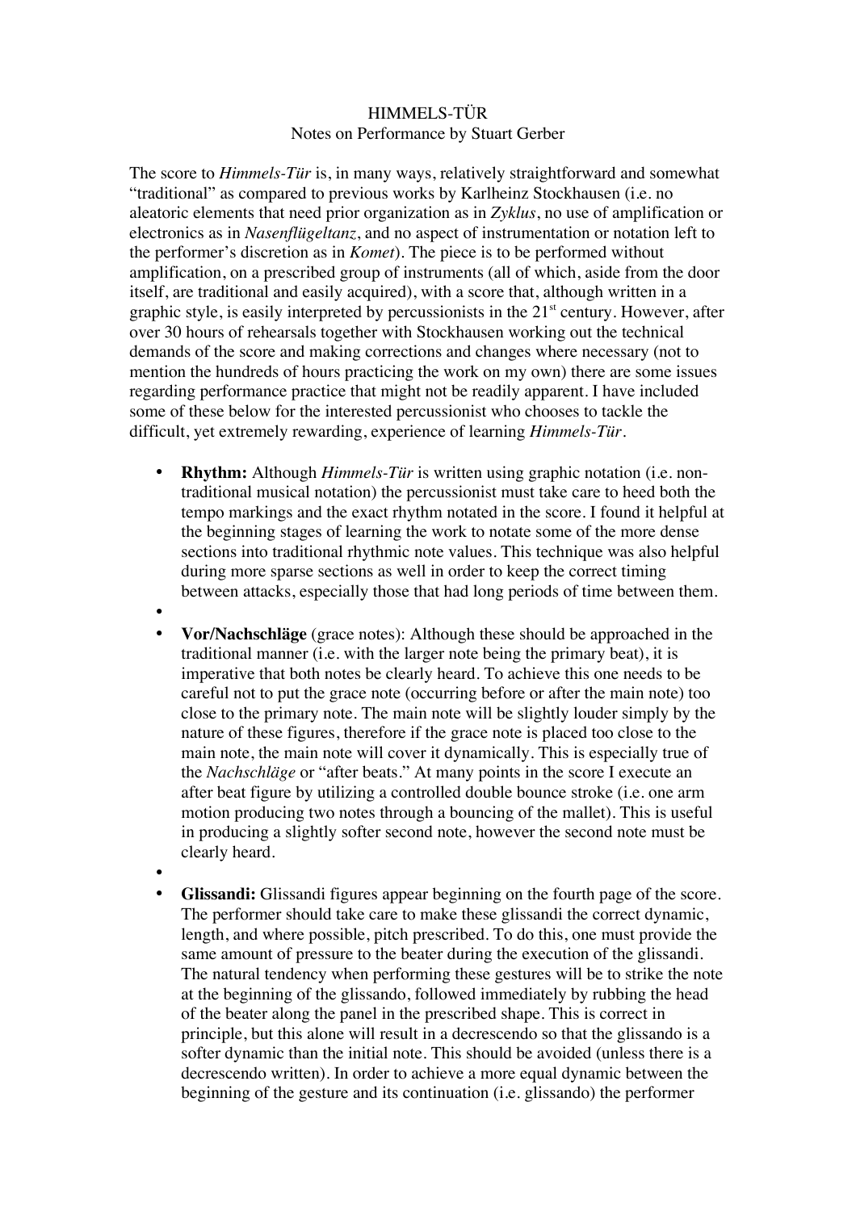# HIMMELS-TÜR

Notes on Performance by Stuart Gerber

The score to *Himmels-Tür* is, in many ways, relatively straightforward and somewhat "traditional" as compared to previous works by Karlheinz Stockhausen (i.e. no aleatoric elements that need prior organization as in *Zyklus*, no use of amplification or electronics as in *Nasenflügeltanz*, and no aspect of instrumentation or notation left to the performer's discretion as in *Komet*). The piece is to be performed without amplification, on a prescribed group of instruments (all of which, aside from the door itself, are traditional and easily acquired), with a score that, although written in a graphic style, is easily interpreted by percussionists in the 21st century. However, after over 30 hours of rehearsals together with Stockhausen working out the technical demands of the score and making corrections and changes where necessary (not to mention the hundreds of hours practicing the work on my own) there are some issues regarding performance practice that might not be readily apparent. I have included some of these below for the interested percussionist who chooses to tackle the difficult, yet extremely rewarding, experience of learning *Himmels-Tür*.

- **Rhythm:** Although *Himmels-Tür* is written using graphic notation (i.e. non-traditional musical notation) the percussionist must take care to heed both the tempo markings and the exact rhythm notated in the score. I found it helpful at the beginning stages of learning the work to notate some of the more dense sections into traditional rhythmic note values. This technique was also helpful during more sparse sections as well in order to keep the correct timing between attacks, especially those that had long periods of time between them.

- **Vor/Nachschläge** (grace notes): Although these should be approached in the traditional manner (i.e. with the larger note being the primary beat), it is imperative that both notes be clearly heard. To achieve this one needs to be careful not to put the grace note (occurring before or after the main note) too close to the primary note. The main note will be slightly louder simply by the nature of these figures, therefore if the grace note is placed too close to the main note, the main note will cover it dynamically. This is especially true of the *Nachschläge* or "after beats." At many points in the score I execute an after beat figure by utilizing a controlled double bounce stroke (i.e. one arm motion producing two notes through a bouncing of the mallet). This is useful in producing a slightly softer second note, however the second note must be clearly heard.

- **Glissandi:** Glissandi figures appear beginning on the fourth page of the score. The performer should take care to make these glissandi the correct dynamic, length, and where possible, pitch prescribed. To do this, one must provide the same amount of pressure to the beater during the execution of the glissandi. The natural tendency when performing these gestures will be to strike the note at the beginning of the glissando, followed immediately by rubbing the head of the beater along the panel in the prescribed shape. This is correct in principle, but this alone will result in a decrescendo so that the glissando is a softer dynamic than the initial note. This should be avoided (unless there is a decrescendo written). In order to achieve a more equal dynamic between the beginning of the gesture and its continuation (i.e. glissando) the performer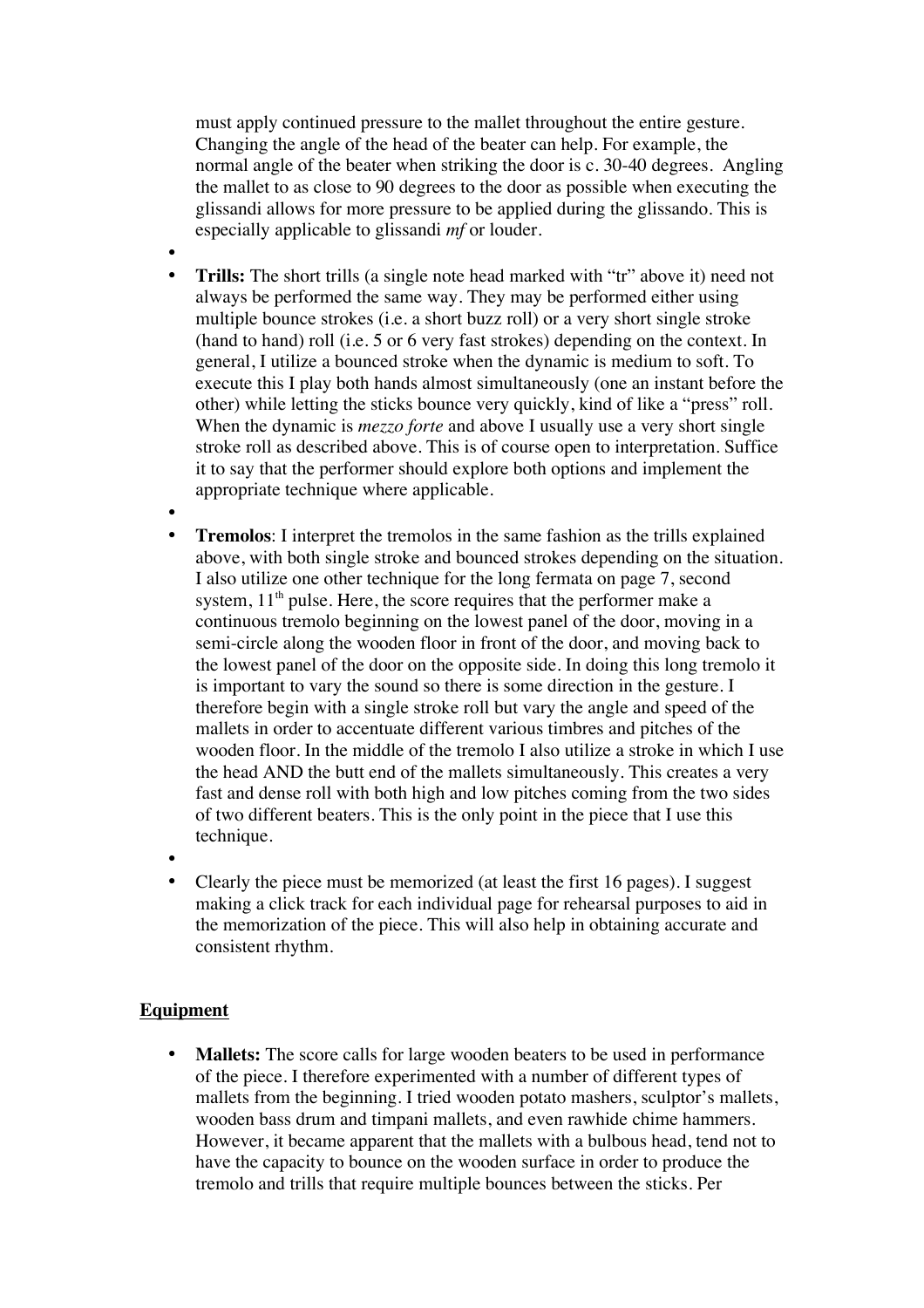must apply continued pressure to the mallet throughout the entire gesture. Changing the angle of the head of the beater can help. For example, the normal angle of the beater when striking the door is c. 30-40 degrees. Angling the mallet to as close to 90 degrees to the door as possible when executing the glissandi allows for more pressure to be applied during the glissando. This is especially applicable to glissandi *mf* or louder.

- **Trills:** The short trills (a single note head marked with "tr" above it) need not always be performed the same way. They may be performed either using multiple bounce strokes (i.e. a short buzz roll) or a very short single stroke (hand to hand) roll (i.e. 5 or 6 very fast strokes) depending on the context. In general, I utilize a bounced stroke when the dynamic is medium to soft. To execute this I play both hands almost simultaneously (one an instant before the other) while letting the sticks bounce very quickly, kind of like a "press" roll. When the dynamic is *mezzo forte* and above I usually use a very short single stroke roll as described above. This is of course open to interpretation. Suffice it to say that the performer should explore both options and implement the appropriate technique where applicable.

- **Tremolos**: I interpret the tremolos in the same fashion as the trills explained above, with both single stroke and bounced strokes depending on the situation. I also utilize one other technique for the long fermata on page 7, second system, 11th pulse. Here, the score requires that the performer make a continuous tremolo beginning on the lowest panel of the door, moving in a semi-circle along the wooden floor in front of the door, and moving back to the lowest panel of the door on the opposite side. In doing this long tremolo it is important to vary the sound so there is some direction in the gesture. I therefore begin with a single stroke roll but vary the angle and speed of the mallets in order to accentuate different various timbres and pitches of the wooden floor. In the middle of the tremolo I also utilize a stroke in which I use the head AND the butt end of the mallets simultaneously. This creates a very fast and dense roll with both high and low pitches coming from the two sides of two different beaters. This is the only point in the piece that I use this technique.

- Clearly the piece must be memorized (at least the first 16 pages). I suggest making a click track for each individual page for rehearsal purposes to aid in the memorization of the piece. This will also help in obtaining accurate and consistent rhythm.

## Equipment

- **Mallets:** The score calls for large wooden beaters to be used in performance of the piece. I therefore experimented with a number of different types of mallets from the beginning. I tried wooden potato mashers, sculptor's mallets, wooden bass drum and timpani mallets, and even rawhide chime hammers. However, it became apparent that the mallets with a bulbous head, tend not to have the capacity to bounce on the wooden surface in order to produce the tremolo and trills that require multiple bounces between the sticks. Per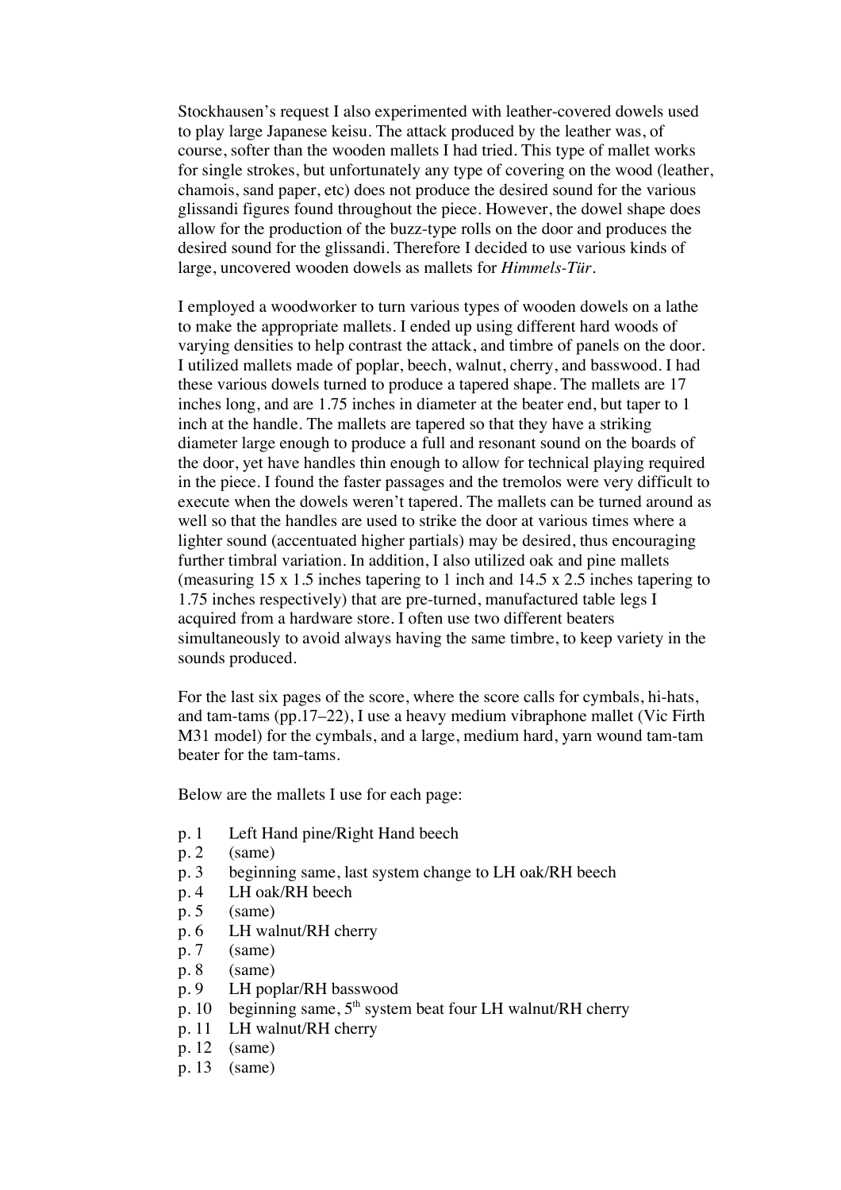Stockhausen's request I also experimented with leather-covered dowels used to play large Japanese keisu. The attack produced by the leather was, of course, softer than the wooden mallets I had tried. This type of mallet works for single strokes, but unfortunately any type of covering on the wood (leather, chamois, sand paper, etc) does not produce the desired sound for the various glissandi figures found throughout the piece. However, the dowel shape does allow for the production of the buzz-type rolls on the door and produces the desired sound for the glissandi. Therefore I decided to use various kinds of large, uncovered wooden dowels as mallets for *Himmels-Tür*.

I employed a woodworker to turn various types of wooden dowels on a lathe to make the appropriate mallets. I ended up using different hard woods of varying densities to help contrast the attack, and timbre of panels on the door. I utilized mallets made of poplar, beech, walnut, cherry, and basswood. I had these various dowels turned to produce a tapered shape. The mallets are 17 inches long, and are 1.75 inches in diameter at the beater end, but taper to 1 inch at the handle. The mallets are tapered so that they have a striking diameter large enough to produce a full and resonant sound on the boards of the door, yet have handles thin enough to allow for technical playing required in the piece. I found the faster passages and the tremolos were very difficult to execute when the dowels weren't tapered. The mallets can be turned around as well so that the handles are used to strike the door at various times where a lighter sound (accentuated higher partials) may be desired, thus encouraging further timbral variation. In addition, I also utilized oak and pine mallets (measuring 15 x 1.5 inches tapering to 1 inch and 14.5 x 2.5 inches tapering to 1.75 inches respectively) that are pre-turned, manufactured table legs I acquired from a hardware store. I often use two different beaters simultaneously to avoid always having the same timbre, to keep variety in the sounds produced.

For the last six pages of the score, where the score calls for cymbals, hi-hats, and tam-tams (pp.17–22), I use a heavy medium vibraphone mallet (Vic Firth M31 model) for the cymbals, and a large, medium hard, yarn wound tam-tam beater for the tam-tams.

Below are the mallets I use for each page:

- p. 1 Left Hand pine/Right Hand beech
- p. 2 (same)
- p. 3 beginning same, last system change to LH oak/RH beech
- p. 4 LH oak/RH beech
- p. 5 (same)
- p. 6 LH walnut/RH cherry
- p. 7 (same)
- p. 8 (same)
- p. 9 LH poplar/RH basswood
- p. 10 beginning same, 5th system beat four LH walnut/RH cherry
- p. 11 LH walnut/RH cherry
- p. 12 (same)
- p. 13 (same)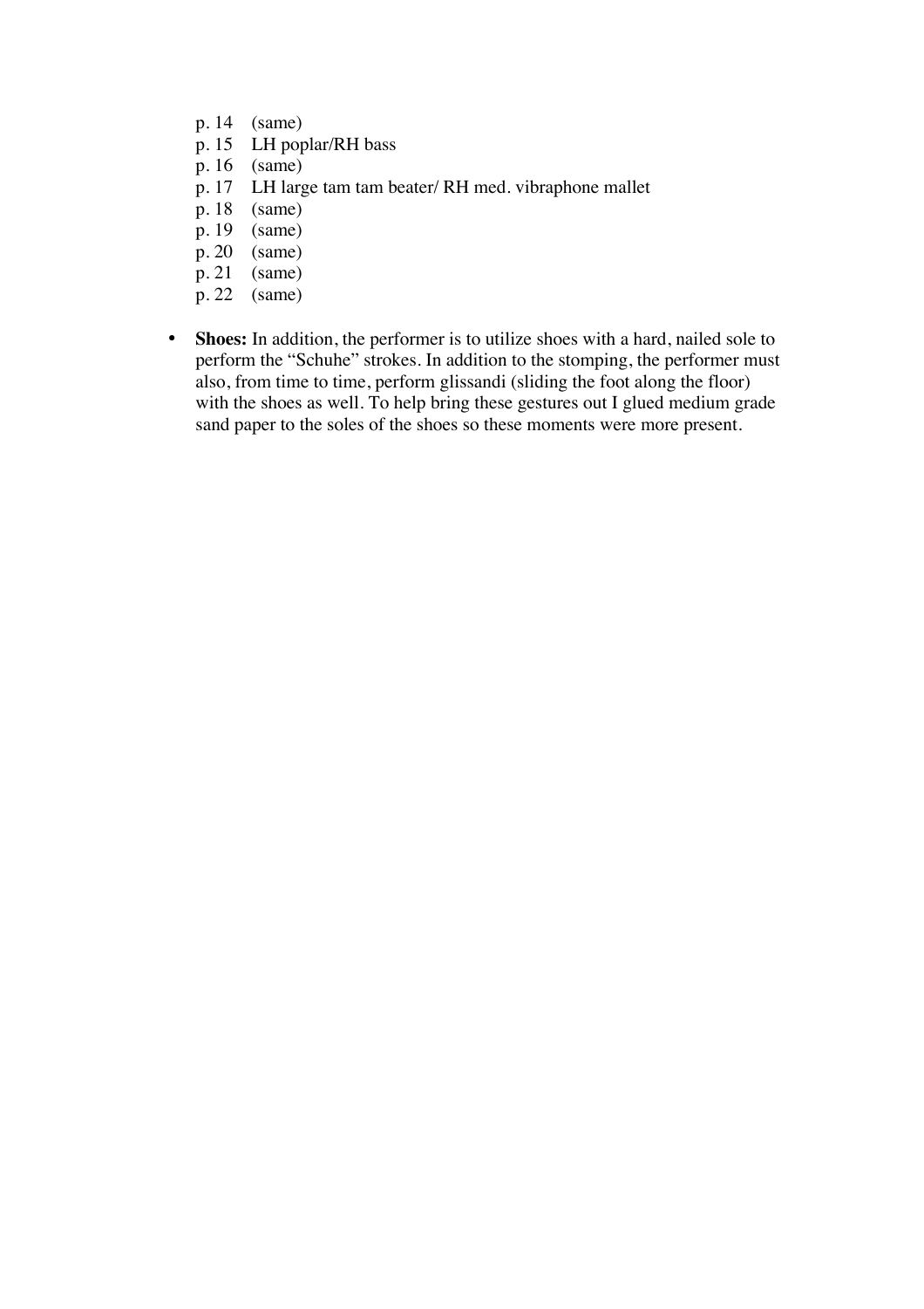- p. 14 (same)
- p. 15 LH poplar/RH bass
- p. 16 (same)
- p. 17 LH large tam tam beater/ RH med. vibraphone mallet
- p. 18 (same)
- p. 19 (same)
- p. 20 (same)
- p. 21 (same)
- p. 22 (same)

- **Shoes:** In addition, the performer is to utilize shoes with a hard, nailed sole to perform the "Schuhe" strokes. In addition to the stomping, the performer must also, from time to time, perform glissandi (sliding the foot along the floor) with the shoes as well. To help bring these gestures out I glued medium grade sand paper to the soles of the shoes so these moments were more present.